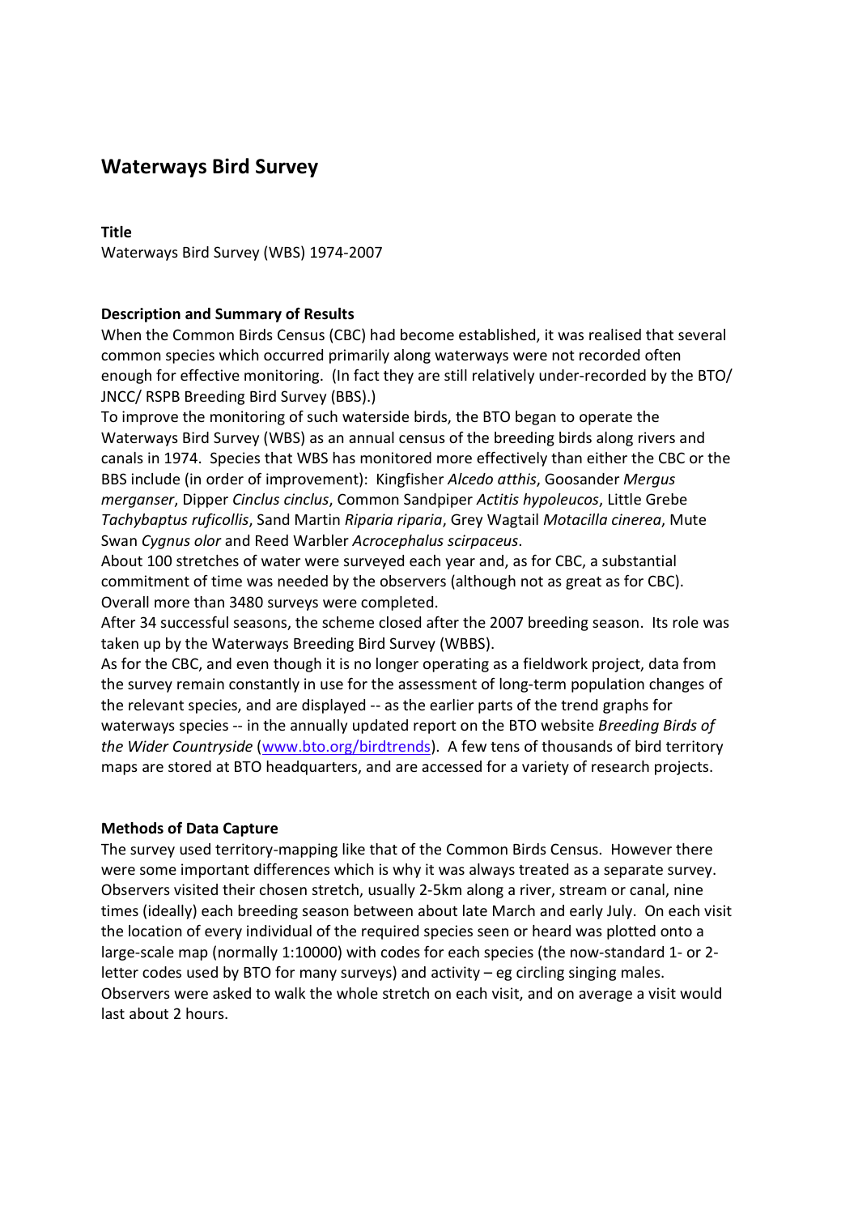# Waterways Bird Survey

**Title**

Waterways Bird Survey (WBS) 1974-2007

**Description and Summary of Results**

When the Common Birds Census (CBC) had become established, it was realised that several common species which occurred primarily along waterways were not recorded often enough for effective monitoring. (In fact they are still relatively under-recorded by the BTO/ JNCC/ RSPB Breeding Bird Survey (BBS).)

To improve the monitoring of such waterside birds, the BTO began to operate the Waterways Bird Survey (WBS) as an annual census of the breeding birds along rivers and canals in 1974. Species that WBS has monitored more effectively than either the CBC or the BBS include (in order of improvement): Kingfisher *Alcedo atthis*, Goosander *Mergus merganser*, Dipper *Cinclus cinclus*, Common Sandpiper *Actitis hypoleucos*, Little Grebe *Tachybaptus ruficollis*, Sand Martin *Riparia riparia*, Grey Wagtail *Motacilla cinerea*, Mute Swan *Cygnus olor* and Reed Warbler *Acrocephalus scirpaceus*.

About 100 stretches of water were surveyed each year and, as for CBC, a substantial commitment of time was needed by the observers (although not as great as for CBC). Overall more than 3480 surveys were completed.

After 34 successful seasons, the scheme closed after the 2007 breeding season. Its role was taken up by the Waterways Breeding Bird Survey (WBBS).

As for the CBC, and even though it is no longer operating as a fieldwork project, data from the survey remain constantly in use for the assessment of long-term population changes of the relevant species, and are displayed -- as the earlier parts of the trend graphs for waterways species -- in the annually updated report on the BTO website *Breeding Birds of the Wider Countryside* ([www.bto.org/birdtrends](www.bto.org/birdtrends)). A few tens of thousands of bird territory maps are stored at BTO headquarters, and are accessed for a variety of research projects.

**Methods of Data Capture**

The survey used territory-mapping like that of the Common Birds Census. However there were some important differences which is why it was always treated as a separate survey. Observers visited their chosen stretch, usually 2-5km along a river, stream or canal, nine times (ideally) each breeding season between about late March and early July. On each visit the location of every individual of the required species seen or heard was plotted onto a large-scale map (normally 1:10000) with codes for each species (the now-standard 1- or 2-letter codes used by BTO for many surveys) and activity – eg circling singing males. Observers were asked to walk the whole stretch on each visit, and on average a visit would last about 2 hours.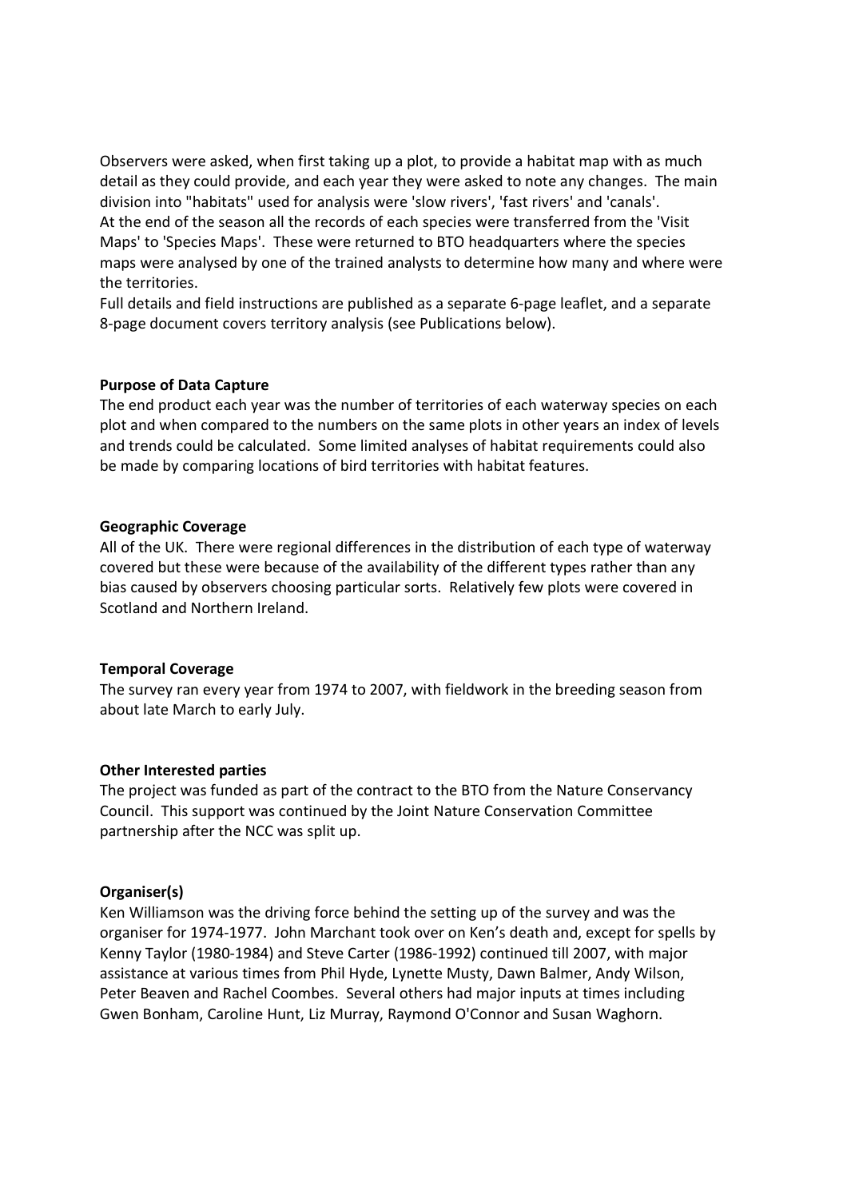Observers were asked, when first taking up a plot, to provide a habitat map with as much detail as they could provide, and each year they were asked to note any changes. The main division into "habitats" used for analysis were 'slow rivers', 'fast rivers' and 'canals'.
At the end of the season all the records of each species were transferred from the 'Visit Maps' to 'Species Maps'. These were returned to BTO headquarters where the species maps were analysed by one of the trained analysts to determine how many and where were the territories.
Full details and field instructions are published as a separate 6-page leaflet, and a separate 8-page document covers territory analysis (see Publications below).

**Purpose of Data Capture**
The end product each year was the number of territories of each waterway species on each plot and when compared to the numbers on the same plots in other years an index of levels and trends could be calculated. Some limited analyses of habitat requirements could also be made by comparing locations of bird territories with habitat features.

**Geographic Coverage**
All of the UK. There were regional differences in the distribution of each type of waterway covered but these were because of the availability of the different types rather than any bias caused by observers choosing particular sorts. Relatively few plots were covered in Scotland and Northern Ireland.

**Temporal Coverage**
The survey ran every year from 1974 to 2007, with fieldwork in the breeding season from about late March to early July.

**Other Interested parties**
The project was funded as part of the contract to the BTO from the Nature Conservancy Council. This support was continued by the Joint Nature Conservation Committee partnership after the NCC was split up.

**Organiser(s)**
Ken Williamson was the driving force behind the setting up of the survey and was the organiser for 1974-1977. John Marchant took over on Ken's death and, except for spells by Kenny Taylor (1980-1984) and Steve Carter (1986-1992) continued till 2007, with major assistance at various times from Phil Hyde, Lynette Musty, Dawn Balmer, Andy Wilson, Peter Beaven and Rachel Coombes. Several others had major inputs at times including Gwen Bonham, Caroline Hunt, Liz Murray, Raymond O'Connor and Susan Waghorn.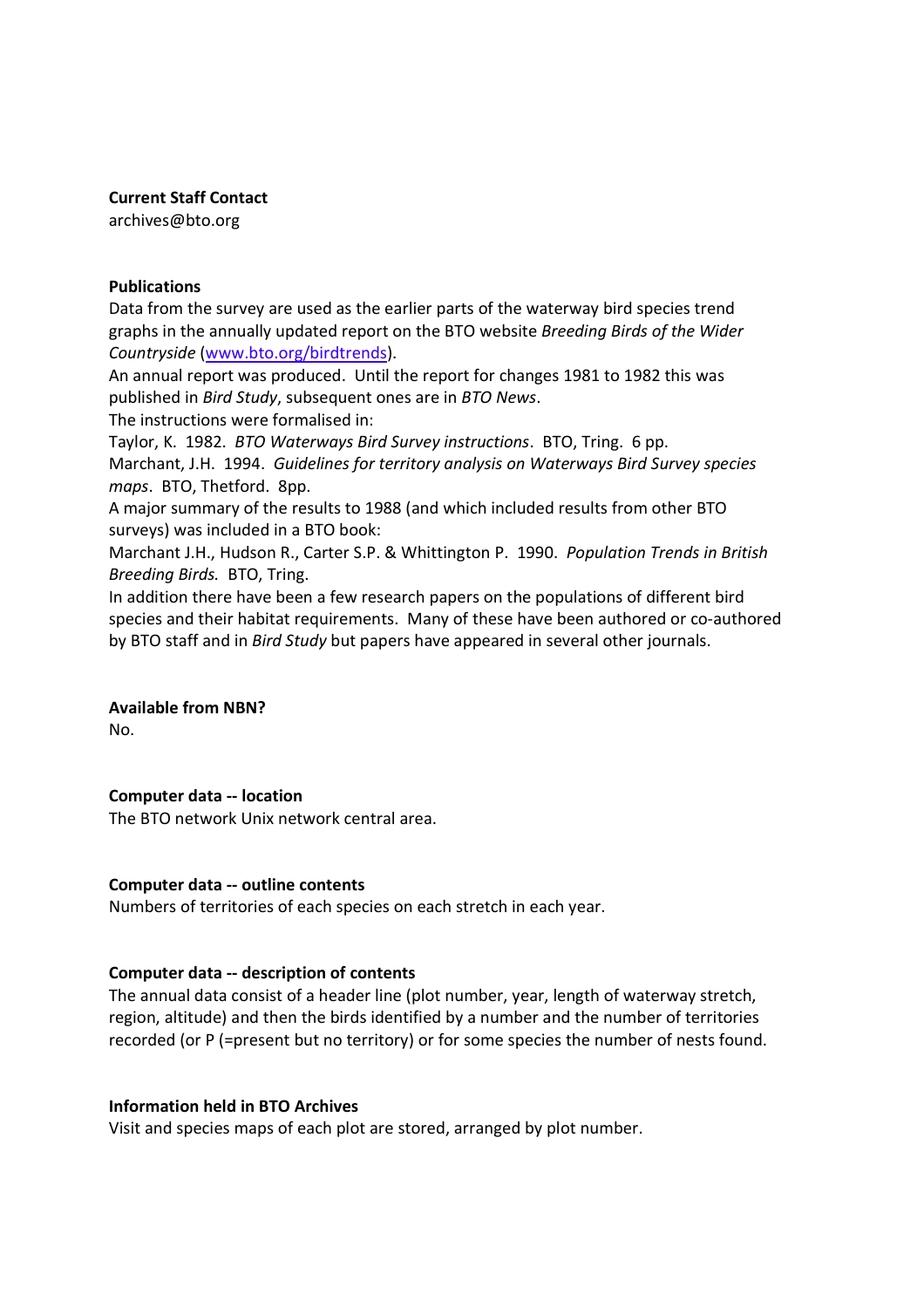**Current Staff Contact**
archives@bto.org

**Publications**
Data from the survey are used as the earlier parts of the waterway bird species trend graphs in the annually updated report on the BTO website *Breeding Birds of the Wider Countryside* ([www.bto.org/birdtrends](www.bto.org/birdtrends)).
An annual report was produced. Until the report for changes 1981 to 1982 this was published in *Bird Study*, subsequent ones are in *BTO News*.
The instructions were formalised in:
Taylor, K. 1982. *BTO Waterways Bird Survey instructions*. BTO, Tring. 6 pp.
Marchant, J.H. 1994. *Guidelines for territory analysis on Waterways Bird Survey species maps*. BTO, Thetford. 8pp.
A major summary of the results to 1988 (and which included results from other BTO surveys) was included in a BTO book:
Marchant J.H., Hudson R., Carter S.P. & Whittington P. 1990. *Population Trends in British Breeding Birds.* BTO, Tring.
In addition there have been a few research papers on the populations of different bird species and their habitat requirements. Many of these have been authored or co-authored by BTO staff and in *Bird Study* but papers have appeared in several other journals.

**Available from NBN?**
No.

**Computer data -- location**
The BTO network Unix network central area.

**Computer data -- outline contents**
Numbers of territories of each species on each stretch in each year.

**Computer data -- description of contents**
The annual data consist of a header line (plot number, year, length of waterway stretch, region, altitude) and then the birds identified by a number and the number of territories recorded (or P (=present but no territory) or for some species the number of nests found.

**Information held in BTO Archives**
Visit and species maps of each plot are stored, arranged by plot number.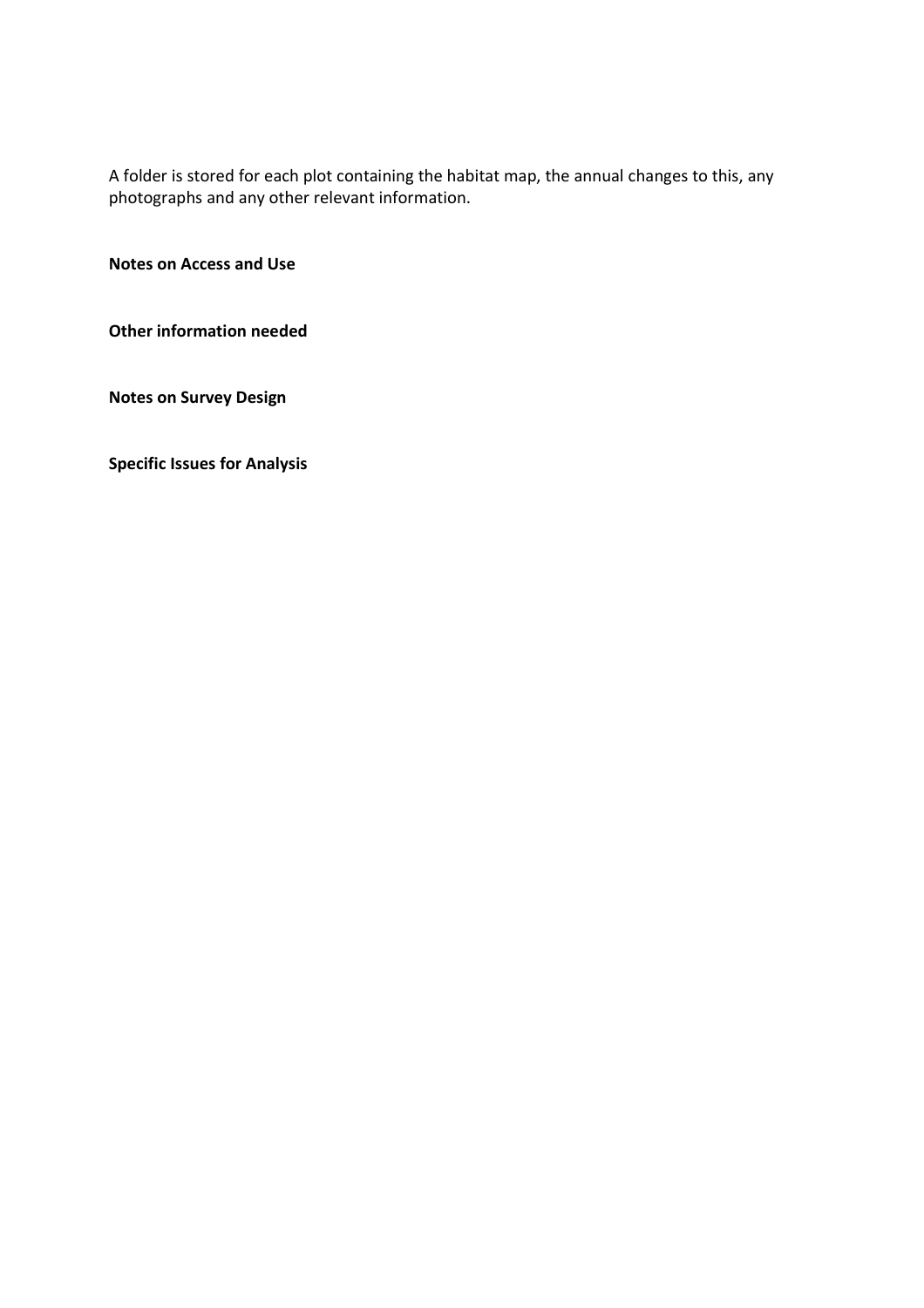A folder is stored for each plot containing the habitat map, the annual changes to this, any photographs and any other relevant information.

**Notes on Access and Use**

**Other information needed**

**Notes on Survey Design**

**Specific Issues for Analysis**